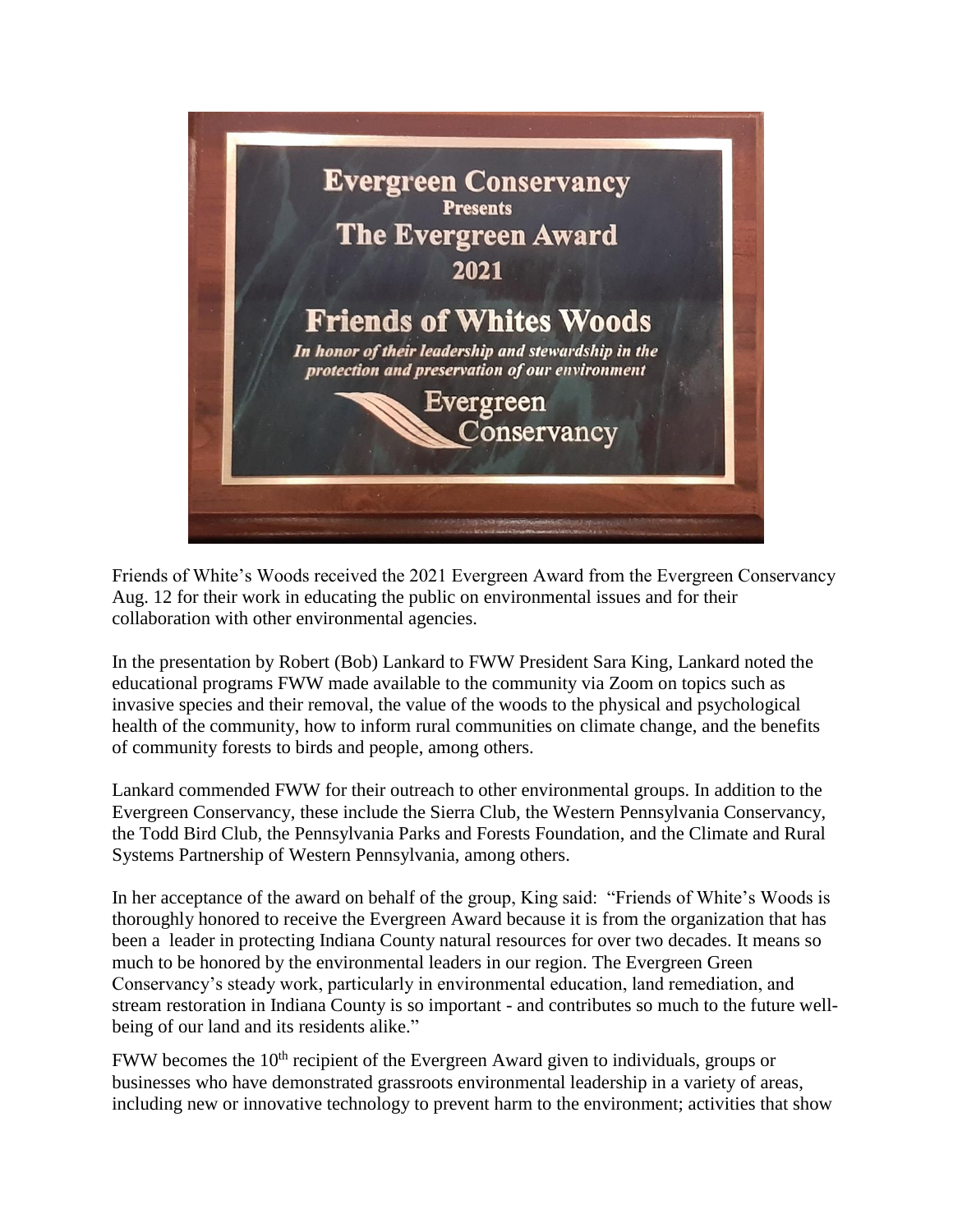Evergreen Conservancy
Presents
The Evergreen Award
2021

Friends of Whites Woods

*In honor of their leadership and stewardship in the protection and preservation of our environment*

Evergreen Conservancy

Friends of White's Woods received the 2021 Evergreen Award from the Evergreen Conservancy Aug. 12 for their work in educating the public on environmental issues and for their collaboration with other environmental agencies.

In the presentation by Robert (Bob) Lankard to FWW President Sara King, Lankard noted the educational programs FWW made available to the community via Zoom on topics such as invasive species and their removal, the value of the woods to the physical and psychological health of the community, how to inform rural communities on climate change, and the benefits of community forests to birds and people, among others.

Lankard commended FWW for their outreach to other environmental groups. In addition to the Evergreen Conservancy, these include the Sierra Club, the Western Pennsylvania Conservancy, the Todd Bird Club, the Pennsylvania Parks and Forests Foundation, and the Climate and Rural Systems Partnership of Western Pennsylvania, among others.

In her acceptance of the award on behalf of the group, King said: "Friends of White's Woods is thoroughly honored to receive the Evergreen Award because it is from the organization that has been a leader in protecting Indiana County natural resources for over two decades. It means so much to be honored by the environmental leaders in our region. The Evergreen Green Conservancy's steady work, particularly in environmental education, land remediation, and stream restoration in Indiana County is so important - and contributes so much to the future well-being of our land and its residents alike."

FWW becomes the 10th recipient of the Evergreen Award given to individuals, groups or businesses who have demonstrated grassroots environmental leadership in a variety of areas, including new or innovative technology to prevent harm to the environment; activities that show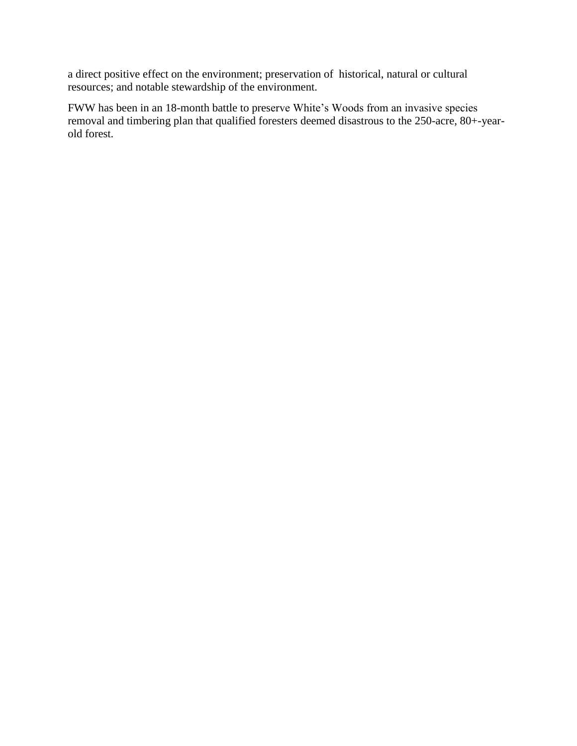a direct positive effect on the environment; preservation of historical, natural or cultural resources; and notable stewardship of the environment.

FWW has been in an 18-month battle to preserve White's Woods from an invasive species removal and timbering plan that qualified foresters deemed disastrous to the 250-acre, 80+-year-old forest.